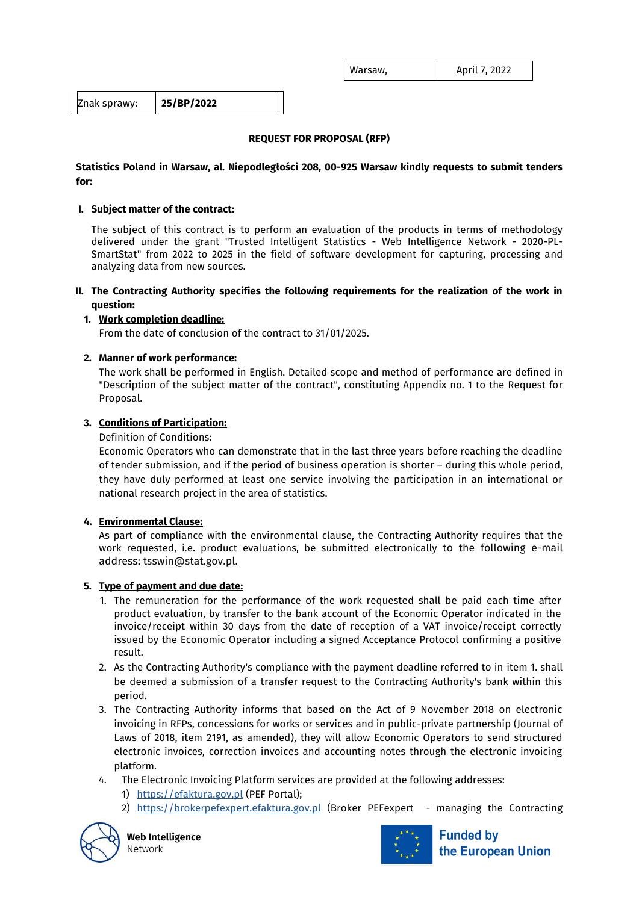| Warsaw, | April 7, 2022 |
|---|---|

| Znak sprawy: | **25/BP/2022** |
|---|---|

**REQUEST FOR PROPOSAL (RFP)**

**Statistics Poland in Warsaw, al. Niepodległości 208, 00-925 Warsaw kindly requests to submit tenders for:**

## I. Subject matter of the contract:

The subject of this contract is to perform an evaluation of the products in terms of methodology delivered under the grant "Trusted Intelligent Statistics - Web Intelligence Network - 2020-PL-SmartStat" from 2022 to 2025 in the field of software development for capturing, processing and analyzing data from new sources.

## II. The Contracting Authority specifies the following requirements for the realization of the work in question:

1. **Work completion deadline:**
   From the date of conclusion of the contract to 31/01/2025.

2. **Manner of work performance:**
   The work shall be performed in English. Detailed scope and method of performance are defined in "Description of the subject matter of the contract", constituting Appendix no. 1 to the Request for Proposal.

3. **Conditions of Participation:**
   Definition of Conditions:
   Economic Operators who can demonstrate that in the last three years before reaching the deadline of tender submission, and if the period of business operation is shorter – during this whole period, they have duly performed at least one service involving the participation in an international or national research project in the area of statistics.

4. **Environmental Clause:**
   As part of compliance with the environmental clause, the Contracting Authority requires that the work requested, i.e. product evaluations, be submitted electronically to the following e-mail address: tsswin@stat.gov.pl.

5. **Type of payment and due date:**
   1. The remuneration for the performance of the work requested shall be paid each time after product evaluation, by transfer to the bank account of the Economic Operator indicated in the invoice/receipt within 30 days from the date of reception of a VAT invoice/receipt correctly issued by the Economic Operator including a signed Acceptance Protocol confirming a positive result.
   2. As the Contracting Authority's compliance with the payment deadline referred to in item 1. shall be deemed a submission of a transfer request to the Contracting Authority's bank within this period.
   3. The Contracting Authority informs that based on the Act of 9 November 2018 on electronic invoicing in RFPs, concessions for works or services and in public-private partnership (Journal of Laws of 2018, item 2191, as amended), they will allow Economic Operators to send structured electronic invoices, correction invoices and accounting notes through the electronic invoicing platform.
   4. The Electronic Invoicing Platform services are provided at the following addresses:
      1) https://efaktura.gov.pl (PEF Portal);
      2) https://brokerpefexpert.efaktura.gov.pl (Broker PEFexpert - managing the Contracting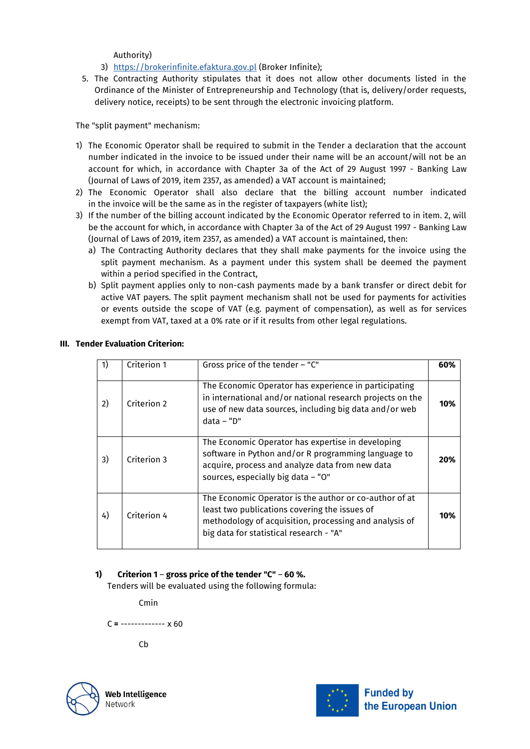Authority)

3) https://brokerinfinite.efaktura.gov.pl (Broker Infinite);

5. The Contracting Authority stipulates that it does not allow other documents listed in the Ordinance of the Minister of Entrepreneurship and Technology (that is, delivery/order requests, delivery notice, receipts) to be sent through the electronic invoicing platform.

The "split payment" mechanism:

1) The Economic Operator shall be required to submit in the Tender a declaration that the account number indicated in the invoice to be issued under their name will be an account/will not be an account for which, in accordance with Chapter 3a of the Act of 29 August 1997 - Banking Law (Journal of Laws of 2019, item 2357, as amended) a VAT account is maintained;
2) The Economic Operator shall also declare that the billing account number indicated in the invoice will be the same as in the register of taxpayers (white list);
3) If the number of the billing account indicated by the Economic Operator referred to in item. 2, will be the account for which, in accordance with Chapter 3a of the Act of 29 August 1997 - Banking Law (Journal of Laws of 2019, item 2357, as amended) a VAT account is maintained, then:
   a) The Contracting Authority declares that they shall make payments for the invoice using the split payment mechanism. As a payment under this system shall be deemed the payment within a period specified in the Contract,
   b) Split payment applies only to non-cash payments made by a bank transfer or direct debit for active VAT payers. The split payment mechanism shall not be used for payments for activities or events outside the scope of VAT (e.g. payment of compensation), as well as for services exempt from VAT, taxed at a 0% rate or if it results from other legal regulations.

## III. Tender Evaluation Criterion:

| | | | |
|---|---|---|---|
| 1) | Criterion 1 | Gross price of the tender – "C" | **60%** |
| 2) | Criterion 2 | The Economic Operator has experience in participating in international and/or national research projects on the use of new data sources, including big data and/or web data – "D" | **10%** |
| 3) | Criterion 3 | The Economic Operator has expertise in developing software in Python and/or R programming language to acquire, process and analyze data from new data sources, especially big data – "O" | **20%** |
| 4) | Criterion 4 | The Economic Operator is the author or co-author of at least two publications covering the issues of methodology of acquisition, processing and analysis of big data for statistical research - "A" | **10%** |

**1) Criterion 1 – gross price of the tender "C" – 60 %.**

Tenders will be evaluated using the following formula:

$$C = \frac{Cmin}{Cb} \times 60$$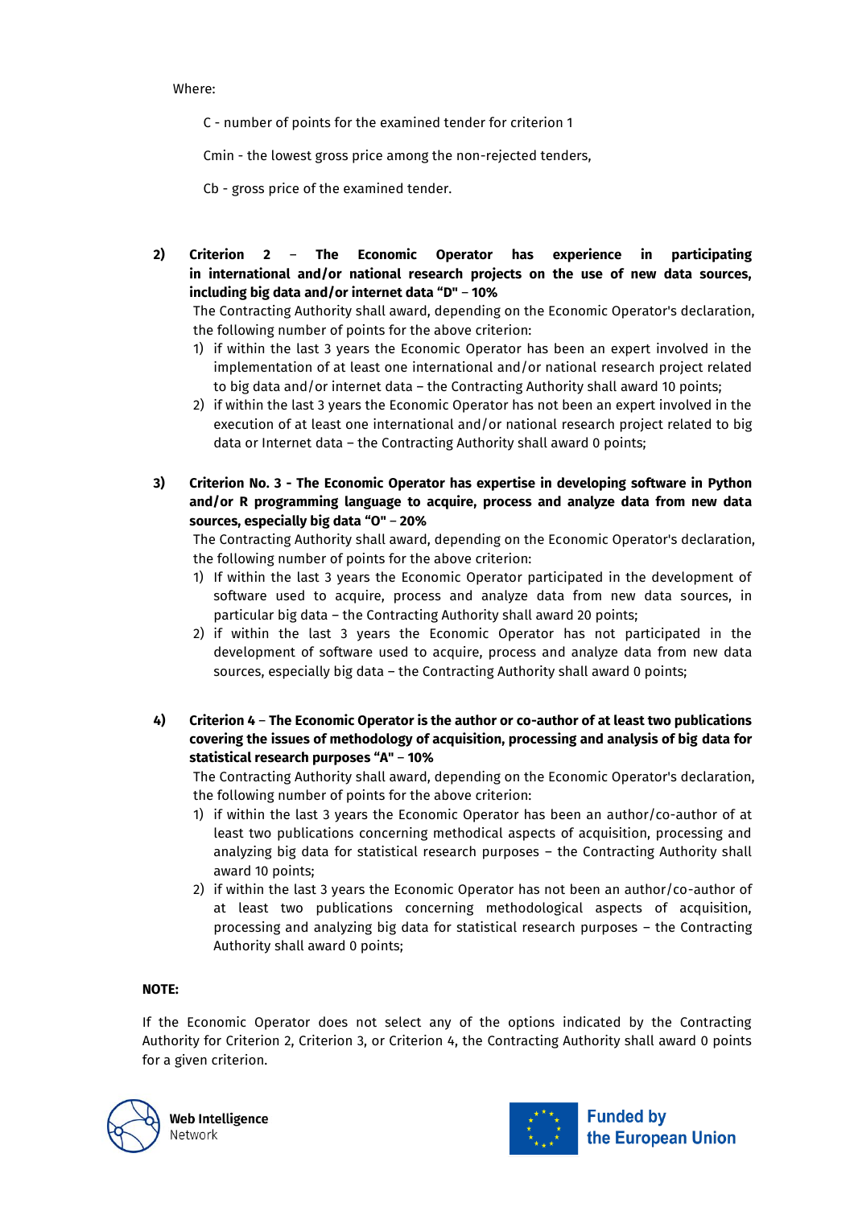Where:

C - number of points for the examined tender for criterion 1

Cmin - the lowest gross price among the non-rejected tenders,

Cb - gross price of the examined tender.

2) **Criterion 2 – The Economic Operator has experience in participating in international and/or national research projects on the use of new data sources, including big data and/or internet data "D" – 10%**

   The Contracting Authority shall award, depending on the Economic Operator's declaration, the following number of points for the above criterion:

   1) if within the last 3 years the Economic Operator has been an expert involved in the implementation of at least one international and/or national research project related to big data and/or internet data – the Contracting Authority shall award 10 points;
   2) if within the last 3 years the Economic Operator has not been an expert involved in the execution of at least one international and/or national research project related to big data or Internet data – the Contracting Authority shall award 0 points;

3) **Criterion No. 3 - The Economic Operator has expertise in developing software in Python and/or R programming language to acquire, process and analyze data from new data sources, especially big data "O" – 20%**

   The Contracting Authority shall award, depending on the Economic Operator's declaration, the following number of points for the above criterion:

   1) If within the last 3 years the Economic Operator participated in the development of software used to acquire, process and analyze data from new data sources, in particular big data – the Contracting Authority shall award 20 points;
   2) if within the last 3 years the Economic Operator has not participated in the development of software used to acquire, process and analyze data from new data sources, especially big data – the Contracting Authority shall award 0 points;

4) **Criterion 4 – The Economic Operator is the author or co-author of at least two publications covering the issues of methodology of acquisition, processing and analysis of big data for statistical research purposes "A" – 10%**

   The Contracting Authority shall award, depending on the Economic Operator's declaration, the following number of points for the above criterion:

   1) if within the last 3 years the Economic Operator has been an author/co-author of at least two publications concerning methodical aspects of acquisition, processing and analyzing big data for statistical research purposes – the Contracting Authority shall award 10 points;
   2) if within the last 3 years the Economic Operator has not been an author/co-author of at least two publications concerning methodological aspects of acquisition, processing and analyzing big data for statistical research purposes – the Contracting Authority shall award 0 points;

**NOTE:**

If the Economic Operator does not select any of the options indicated by the Contracting Authority for Criterion 2, Criterion 3, or Criterion 4, the Contracting Authority shall award 0 points for a given criterion.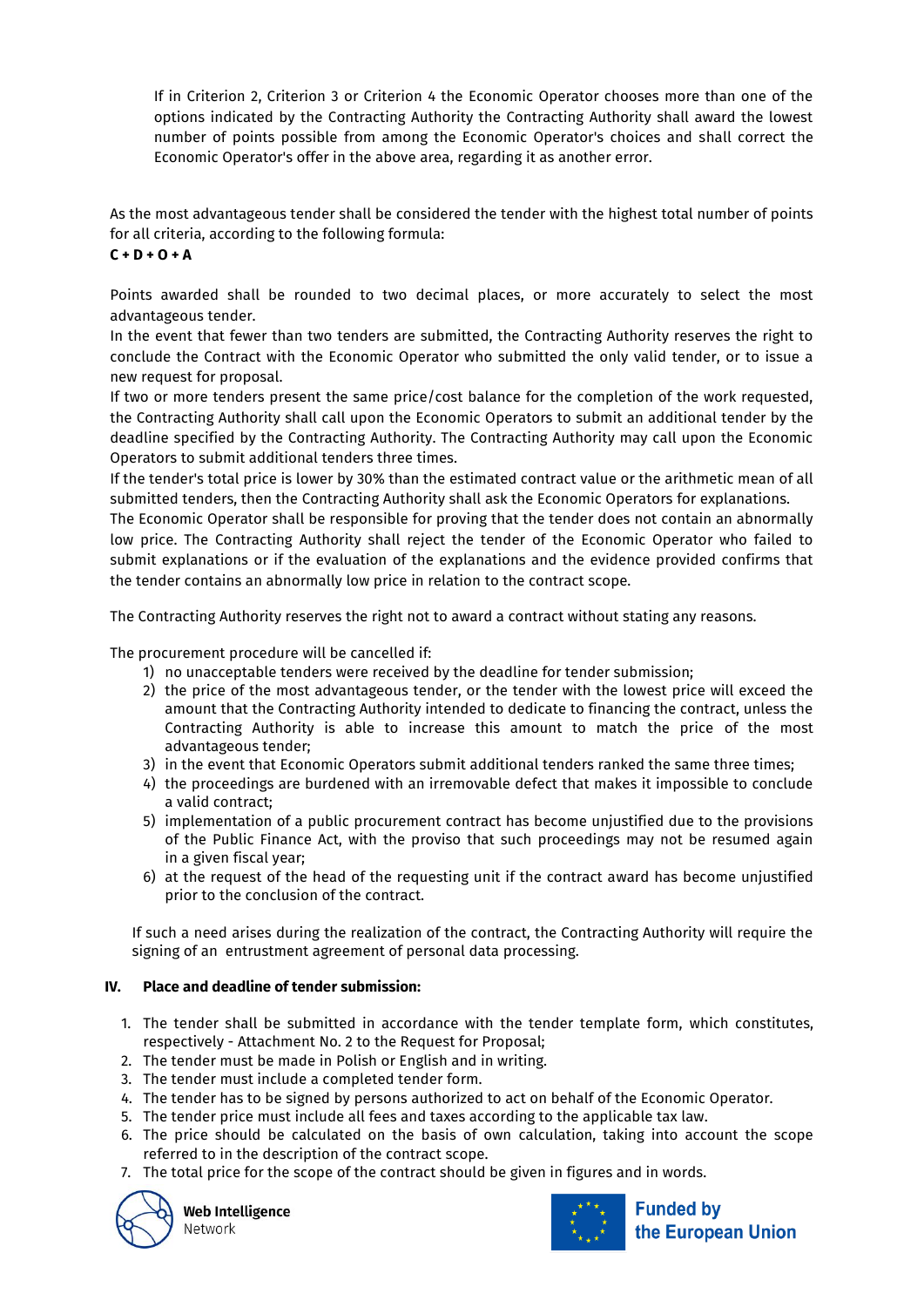If in Criterion 2, Criterion 3 or Criterion 4 the Economic Operator chooses more than one of the options indicated by the Contracting Authority the Contracting Authority shall award the lowest number of points possible from among the Economic Operator's choices and shall correct the Economic Operator's offer in the above area, regarding it as another error.

As the most advantageous tender shall be considered the tender with the highest total number of points for all criteria, according to the following formula:
**C + D + O + A**

Points awarded shall be rounded to two decimal places, or more accurately to select the most advantageous tender.
In the event that fewer than two tenders are submitted, the Contracting Authority reserves the right to conclude the Contract with the Economic Operator who submitted the only valid tender, or to issue a new request for proposal.
If two or more tenders present the same price/cost balance for the completion of the work requested, the Contracting Authority shall call upon the Economic Operators to submit an additional tender by the deadline specified by the Contracting Authority. The Contracting Authority may call upon the Economic Operators to submit additional tenders three times.
If the tender's total price is lower by 30% than the estimated contract value or the arithmetic mean of all submitted tenders, then the Contracting Authority shall ask the Economic Operators for explanations.
The Economic Operator shall be responsible for proving that the tender does not contain an abnormally low price. The Contracting Authority shall reject the tender of the Economic Operator who failed to submit explanations or if the evaluation of the explanations and the evidence provided confirms that the tender contains an abnormally low price in relation to the contract scope.

The Contracting Authority reserves the right not to award a contract without stating any reasons.

The procurement procedure will be cancelled if:

1) no unacceptable tenders were received by the deadline for tender submission;
2) the price of the most advantageous tender, or the tender with the lowest price will exceed the amount that the Contracting Authority intended to dedicate to financing the contract, unless the Contracting Authority is able to increase this amount to match the price of the most advantageous tender;
3) in the event that Economic Operators submit additional tenders ranked the same three times;
4) the proceedings are burdened with an irremovable defect that makes it impossible to conclude a valid contract;
5) implementation of a public procurement contract has become unjustified due to the provisions of the Public Finance Act, with the proviso that such proceedings may not be resumed again in a given fiscal year;
6) at the request of the head of the requesting unit if the contract award has become unjustified prior to the conclusion of the contract.

If such a need arises during the realization of the contract, the Contracting Authority will require the signing of an entrustment agreement of personal data processing.

## IV. Place and deadline of tender submission:

1. The tender shall be submitted in accordance with the tender template form, which constitutes, respectively - Attachment No. 2 to the Request for Proposal;
2. The tender must be made in Polish or English and in writing.
3. The tender must include a completed tender form.
4. The tender has to be signed by persons authorized to act on behalf of the Economic Operator.
5. The tender price must include all fees and taxes according to the applicable tax law.
6. The price should be calculated on the basis of own calculation, taking into account the scope referred to in the description of the contract scope.
7. The total price for the scope of the contract should be given in figures and in words.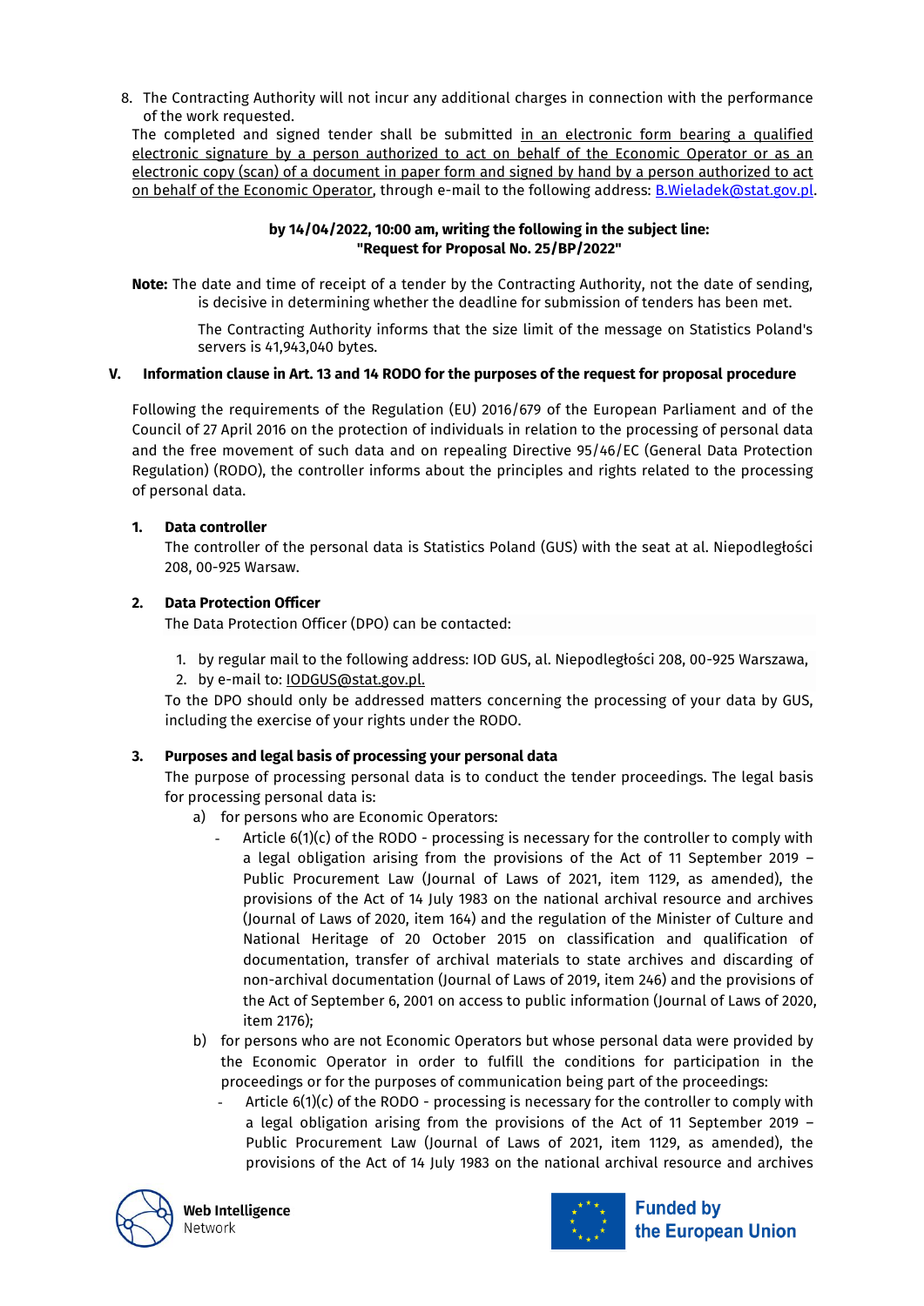8. The Contracting Authority will not incur any additional charges in connection with the performance of the work requested.

The completed and signed tender shall be submitted <u>in an electronic form bearing a qualified electronic signature by a person authorized to act on behalf of the Economic Operator or as an electronic copy (scan) of a document in paper form and signed by hand by a person authorized to act on behalf of the Economic Operator</u>, through e-mail to the following address: B.Wieladek@stat.gov.pl.

**by 14/04/2022, 10:00 am, writing the following in the subject line: "Request for Proposal No. 25/BP/2022"**

**Note:** The date and time of receipt of a tender by the Contracting Authority, not the date of sending, is decisive in determining whether the deadline for submission of tenders has been met.

The Contracting Authority informs that the size limit of the message on Statistics Poland's servers is 41,943,040 bytes.

## V. Information clause in Art. 13 and 14 RODO for the purposes of the request for proposal procedure

Following the requirements of the Regulation (EU) 2016/679 of the European Parliament and of the Council of 27 April 2016 on the protection of individuals in relation to the processing of personal data and the free movement of such data and on repealing Directive 95/46/EC (General Data Protection Regulation) (RODO), the controller informs about the principles and rights related to the processing of personal data.

### 1. Data controller

The controller of the personal data is Statistics Poland (GUS) with the seat at al. Niepodległości 208, 00-925 Warsaw.

### 2. Data Protection Officer

The Data Protection Officer (DPO) can be contacted:

1. by regular mail to the following address: IOD GUS, al. Niepodległości 208, 00-925 Warszawa,
2. by e-mail to: IODGUS@stat.gov.pl.

To the DPO should only be addressed matters concerning the processing of your data by GUS, including the exercise of your rights under the RODO.

### 3. Purposes and legal basis of processing your personal data

The purpose of processing personal data is to conduct the tender proceedings. The legal basis for processing personal data is:

a) for persons who are Economic Operators:
   - Article 6(1)(c) of the RODO - processing is necessary for the controller to comply with a legal obligation arising from the provisions of the Act of 11 September 2019 – Public Procurement Law (Journal of Laws of 2021, item 1129, as amended), the provisions of the Act of 14 July 1983 on the national archival resource and archives (Journal of Laws of 2020, item 164) and the regulation of the Minister of Culture and National Heritage of 20 October 2015 on classification and qualification of documentation, transfer of archival materials to state archives and discarding of non-archival documentation (Journal of Laws of 2019, item 246) and the provisions of the Act of September 6, 2001 on access to public information (Journal of Laws of 2020, item 2176);

b) for persons who are not Economic Operators but whose personal data were provided by the Economic Operator in order to fulfill the conditions for participation in the proceedings or for the purposes of communication being part of the proceedings:
   - Article 6(1)(c) of the RODO - processing is necessary for the controller to comply with a legal obligation arising from the provisions of the Act of 11 September 2019 – Public Procurement Law (Journal of Laws of 2021, item 1129, as amended), the provisions of the Act of 14 July 1983 on the national archival resource and archives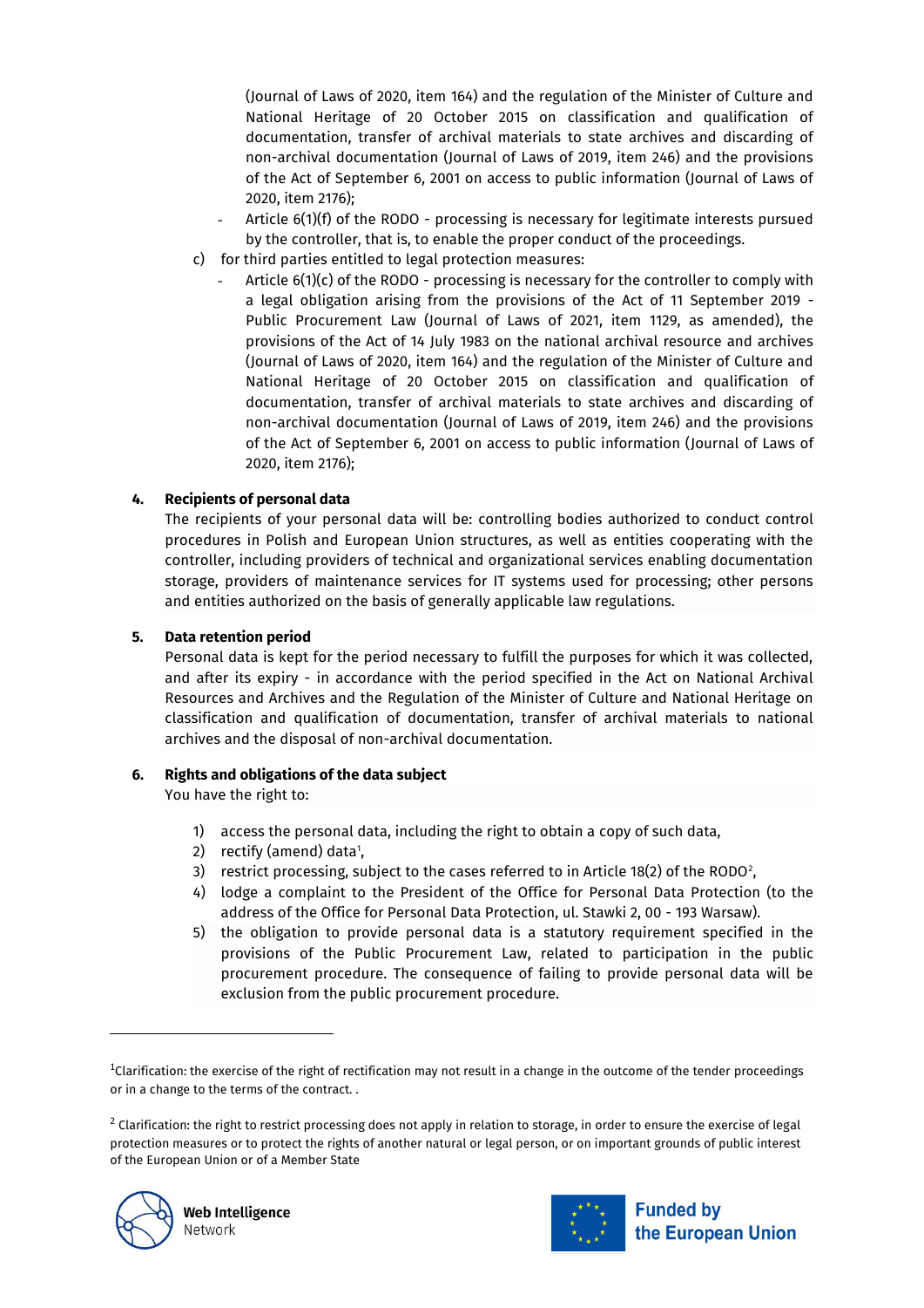(Journal of Laws of 2020, item 164) and the regulation of the Minister of Culture and National Heritage of 20 October 2015 on classification and qualification of documentation, transfer of archival materials to state archives and discarding of non-archival documentation (Journal of Laws of 2019, item 246) and the provisions of the Act of September 6, 2001 on access to public information (Journal of Laws of 2020, item 2176);

- Article 6(1)(f) of the RODO - processing is necessary for legitimate interests pursued by the controller, that is, to enable the proper conduct of the proceedings.

c) for third parties entitled to legal protection measures:

- Article 6(1)(c) of the RODO - processing is necessary for the controller to comply with a legal obligation arising from the provisions of the Act of 11 September 2019 - Public Procurement Law (Journal of Laws of 2021, item 1129, as amended), the provisions of the Act of 14 July 1983 on the national archival resource and archives (Journal of Laws of 2020, item 164) and the regulation of the Minister of Culture and National Heritage of 20 October 2015 on classification and qualification of documentation, transfer of archival materials to state archives and discarding of non-archival documentation (Journal of Laws of 2019, item 246) and the provisions of the Act of September 6, 2001 on access to public information (Journal of Laws of 2020, item 2176);

**4. Recipients of personal data**

The recipients of your personal data will be: controlling bodies authorized to conduct control procedures in Polish and European Union structures, as well as entities cooperating with the controller, including providers of technical and organizational services enabling documentation storage, providers of maintenance services for IT systems used for processing; other persons and entities authorized on the basis of generally applicable law regulations.

**5. Data retention period**

Personal data is kept for the period necessary to fulfill the purposes for which it was collected, and after its expiry - in accordance with the period specified in the Act on National Archival Resources and Archives and the Regulation of the Minister of Culture and National Heritage on classification and qualification of documentation, transfer of archival materials to national archives and the disposal of non-archival documentation.

**6. Rights and obligations of the data subject**

You have the right to:

1) access the personal data, including the right to obtain a copy of such data,
2) rectify (amend) data[1],
3) restrict processing, subject to the cases referred to in Article 18(2) of the RODO[2],
4) lodge a complaint to the President of the Office for Personal Data Protection (to the address of the Office for Personal Data Protection, ul. Stawki 2, 00 - 193 Warsaw).
5) the obligation to provide personal data is a statutory requirement specified in the provisions of the Public Procurement Law, related to participation in the public procurement procedure. The consequence of failing to provide personal data will be exclusion from the public procurement procedure.

---

[1] Clarification: the exercise of the right of rectification may not result in a change in the outcome of the tender proceedings or in a change to the terms of the contract. .

[2] Clarification: the right to restrict processing does not apply in relation to storage, in order to ensure the exercise of legal protection measures or to protect the rights of another natural or legal person, or on important grounds of public interest of the European Union or of a Member State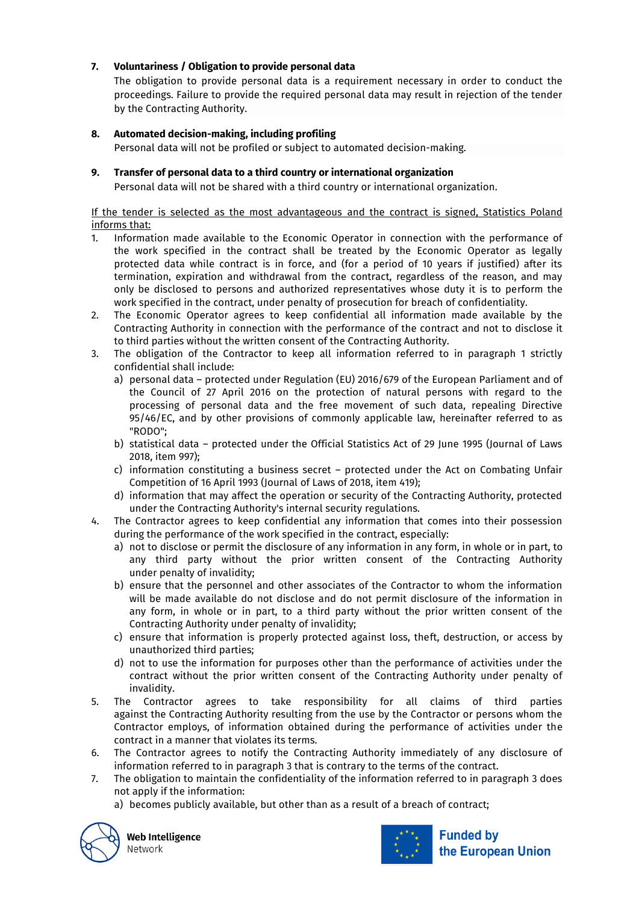7. **Voluntariness / Obligation to provide personal data**
   The obligation to provide personal data is a requirement necessary in order to conduct the proceedings. Failure to provide the required personal data may result in rejection of the tender by the Contracting Authority.

8. **Automated decision-making, including profiling**
   Personal data will not be profiled or subject to automated decision-making.

9. **Transfer of personal data to a third country or international organization**
   Personal data will not be shared with a third country or international organization.

<u>If the tender is selected as the most advantageous and the contract is signed, Statistics Poland informs that:</u>

1. Information made available to the Economic Operator in connection with the performance of the work specified in the contract shall be treated by the Economic Operator as legally protected data while contract is in force, and (for a period of 10 years if justified) after its termination, expiration and withdrawal from the contract, regardless of the reason, and may only be disclosed to persons and authorized representatives whose duty it is to perform the work specified in the contract, under penalty of prosecution for breach of confidentiality.
2. The Economic Operator agrees to keep confidential all information made available by the Contracting Authority in connection with the performance of the contract and not to disclose it to third parties without the written consent of the Contracting Authority.
3. The obligation of the Contractor to keep all information referred to in paragraph 1 strictly confidential shall include:
   a) personal data – protected under Regulation (EU) 2016/679 of the European Parliament and of the Council of 27 April 2016 on the protection of natural persons with regard to the processing of personal data and the free movement of such data, repealing Directive 95/46/EC, and by other provisions of commonly applicable law, hereinafter referred to as "RODO";
   b) statistical data – protected under the Official Statistics Act of 29 June 1995 (Journal of Laws 2018, item 997);
   c) information constituting a business secret – protected under the Act on Combating Unfair Competition of 16 April 1993 (Journal of Laws of 2018, item 419);
   d) information that may affect the operation or security of the Contracting Authority, protected under the Contracting Authority's internal security regulations.
4. The Contractor agrees to keep confidential any information that comes into their possession during the performance of the work specified in the contract, especially:
   a) not to disclose or permit the disclosure of any information in any form, in whole or in part, to any third party without the prior written consent of the Contracting Authority under penalty of invalidity;
   b) ensure that the personnel and other associates of the Contractor to whom the information will be made available do not disclose and do not permit disclosure of the information in any form, in whole or in part, to a third party without the prior written consent of the Contracting Authority under penalty of invalidity;
   c) ensure that information is properly protected against loss, theft, destruction, or access by unauthorized third parties;
   d) not to use the information for purposes other than the performance of activities under the contract without the prior written consent of the Contracting Authority under penalty of invalidity.
5. The Contractor agrees to take responsibility for all claims of third parties against the Contracting Authority resulting from the use by the Contractor or persons whom the Contractor employs, of information obtained during the performance of activities under the contract in a manner that violates its terms.
6. The Contractor agrees to notify the Contracting Authority immediately of any disclosure of information referred to in paragraph 3 that is contrary to the terms of the contract.
7. The obligation to maintain the confidentiality of the information referred to in paragraph 3 does not apply if the information:
   a) becomes publicly available, but other than as a result of a breach of contract;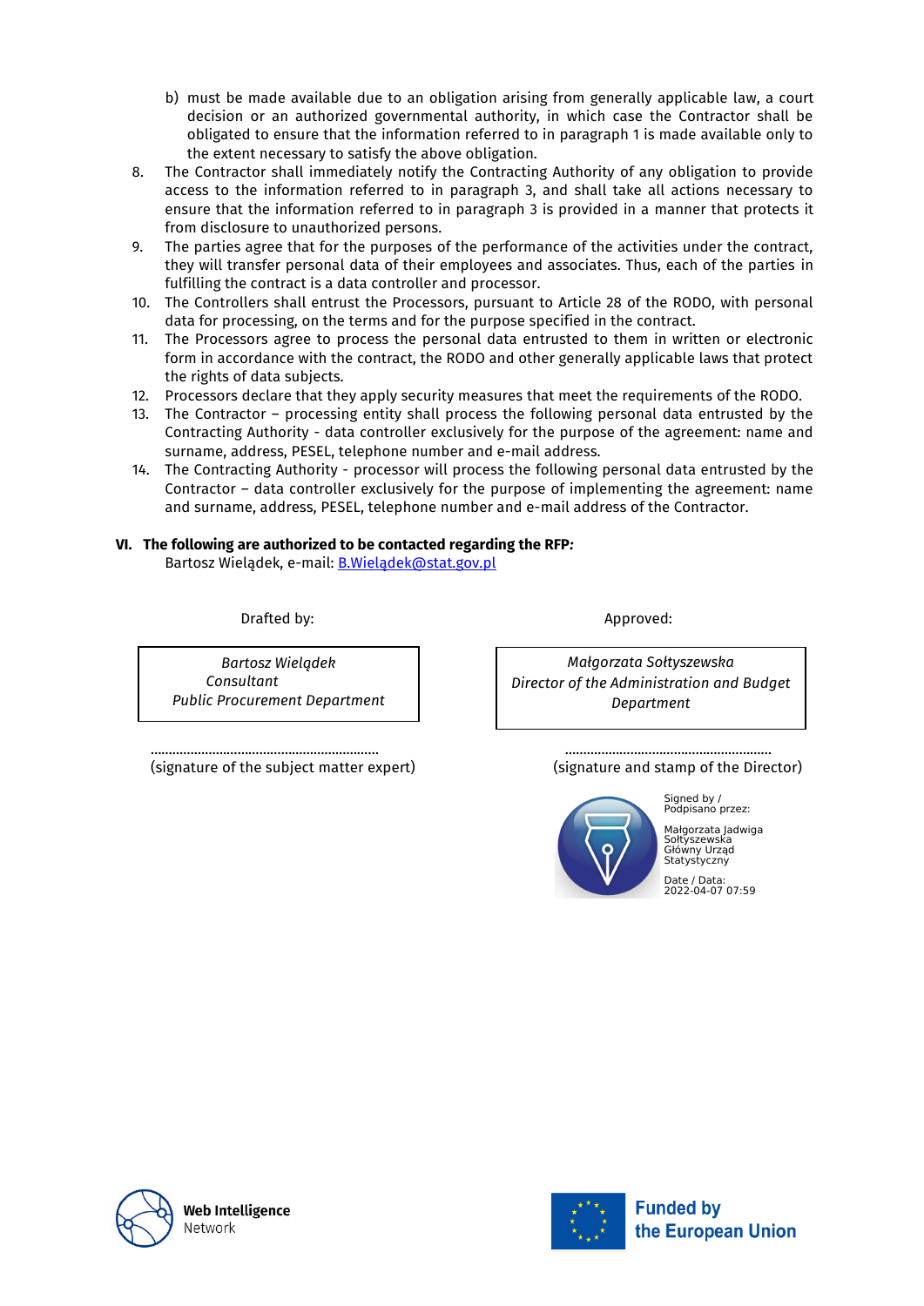b) must be made available due to an obligation arising from generally applicable law, a court decision or an authorized governmental authority, in which case the Contractor shall be obligated to ensure that the information referred to in paragraph 1 is made available only to the extent necessary to satisfy the above obligation.

8. The Contractor shall immediately notify the Contracting Authority of any obligation to provide access to the information referred to in paragraph 3, and shall take all actions necessary to ensure that the information referred to in paragraph 3 is provided in a manner that protects it from disclosure to unauthorized persons.
9. The parties agree that for the purposes of the performance of the activities under the contract, they will transfer personal data of their employees and associates. Thus, each of the parties in fulfilling the contract is a data controller and processor.
10. The Controllers shall entrust the Processors, pursuant to Article 28 of the RODO, with personal data for processing, on the terms and for the purpose specified in the contract.
11. The Processors agree to process the personal data entrusted to them in written or electronic form in accordance with the contract, the RODO and other generally applicable laws that protect the rights of data subjects.
12. Processors declare that they apply security measures that meet the requirements of the RODO.
13. The Contractor – processing entity shall process the following personal data entrusted by the Contracting Authority - data controller exclusively for the purpose of the agreement: name and surname, address, PESEL, telephone number and e-mail address.
14. The Contracting Authority - processor will process the following personal data entrusted by the Contractor – data controller exclusively for the purpose of implementing the agreement: name and surname, address, PESEL, telephone number and e-mail address of the Contractor.

## VI. The following are authorized to be contacted regarding the RFP:

Bartosz Wielądek, e-mail: B.Wieladek@stat.gov.pl

Drafted by:

*Bartosz Wielądek*
*Consultant*
*Public Procurement Department*

..............................................................
(signature of the subject matter expert)

Approved:

*Małgorzata Sołtyszewska*
*Director of the Administration and Budget Department*

........................................................
(signature and stamp of the Director)

Signed by / Podpisano przez:

Małgorzata Jadwiga Sołtyszewska
Główny Urząd Statystyczny

Date / Data: 2022-04-07 07:59

Web Intelligence Network

Funded by the European Union